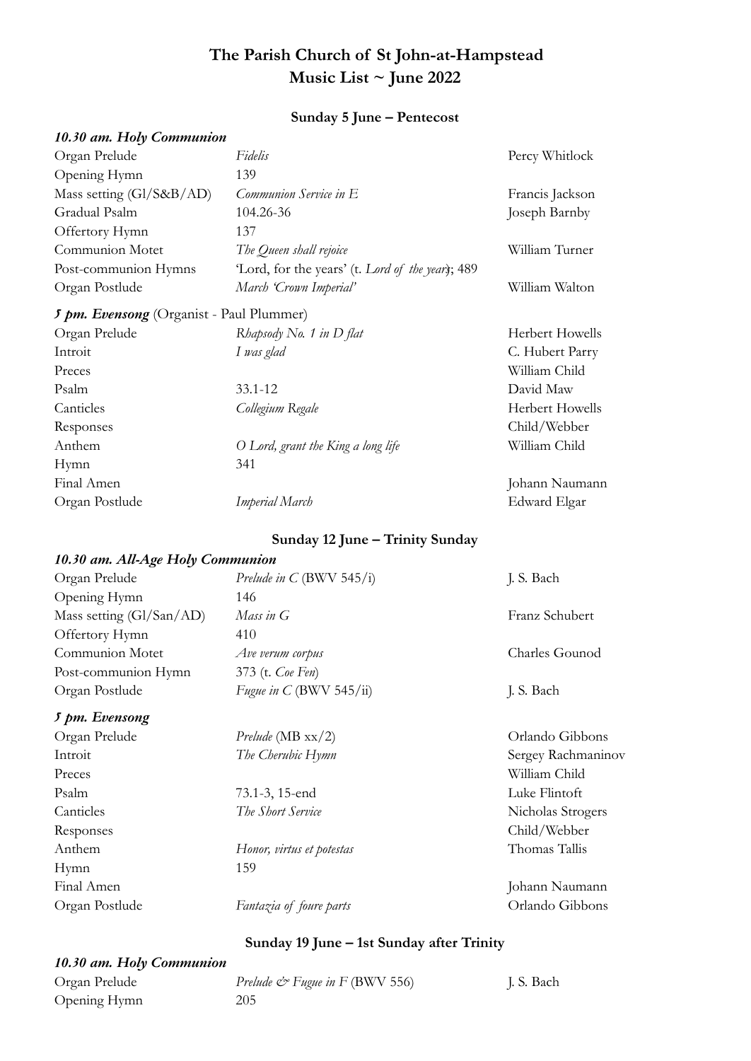# The Parish Church of St John-at-Hampstead
# Music List ~ June 2022

## Sunday 5 June – Pentecost

### *10.30 am. Holy Communion*

| | | |
|---|---|---|
| Organ Prelude | *Fidelis* | Percy Whitlock |
| Opening Hymn | 139 | |
| Mass setting (Gl/S&B/AD) | *Communion Service in E* | Francis Jackson |
| Gradual Psalm | 104.26-36 | Joseph Barnby |
| Offertory Hymn | 137 | |
| Communion Motet | *The Queen shall rejoice* | William Turner |
| Post-communion Hymns | 'Lord, for the years' (t. *Lord of the years*); 489 | |
| Organ Postlude | *March 'Crown Imperial'* | William Walton |

### *5 pm. Evensong* (Organist - Paul Plummer)

| | | |
|---|---|---|
| Organ Prelude | *Rhapsody No. 1 in D flat* | Herbert Howells |
| Introit | *I was glad* | C. Hubert Parry |
| Preces | | William Child |
| Psalm | 33.1-12 | David Maw |
| Canticles | *Collegium Regale* | Herbert Howells |
| Responses | | Child/Webber |
| Anthem | *O Lord, grant the King a long life* | William Child |
| Hymn | 341 | |
| Final Amen | | Johann Naumann |
| Organ Postlude | *Imperial March* | Edward Elgar |

## Sunday 12 June – Trinity Sunday

### *10.30 am. All-Age Holy Communion*

| | | |
|---|---|---|
| Organ Prelude | *Prelude in C* (BWV 545/i) | J. S. Bach |
| Opening Hymn | 146 | |
| Mass setting (Gl/San/AD) | *Mass in G* | Franz Schubert |
| Offertory Hymn | 410 | |
| Communion Motet | *Ave verum corpus* | Charles Gounod |
| Post-communion Hymn | 373 (t. *Coe Fen*) | |
| Organ Postlude | *Fugue in C* (BWV 545/ii) | J. S. Bach |

### *5 pm. Evensong*

| | | |
|---|---|---|
| Organ Prelude | *Prelude* (MB xx/2) | Orlando Gibbons |
| Introit | *The Cherubic Hymn* | Sergey Rachmaninov |
| Preces | | William Child |
| Psalm | 73.1-3, 15-end | Luke Flintoft |
| Canticles | *The Short Service* | Nicholas Strogers |
| Responses | | Child/Webber |
| Anthem | *Honor, virtus et potestas* | Thomas Tallis |
| Hymn | 159 | |
| Final Amen | | Johann Naumann |
| Organ Postlude | *Fantazia of foure parts* | Orlando Gibbons |

## Sunday 19 June – 1st Sunday after Trinity

### *10.30 am. Holy Communion*

| | | |
|---|---|---|
| Organ Prelude | *Prelude & Fugue in F* (BWV 556) | J. S. Bach |
| Opening Hymn | 205 | |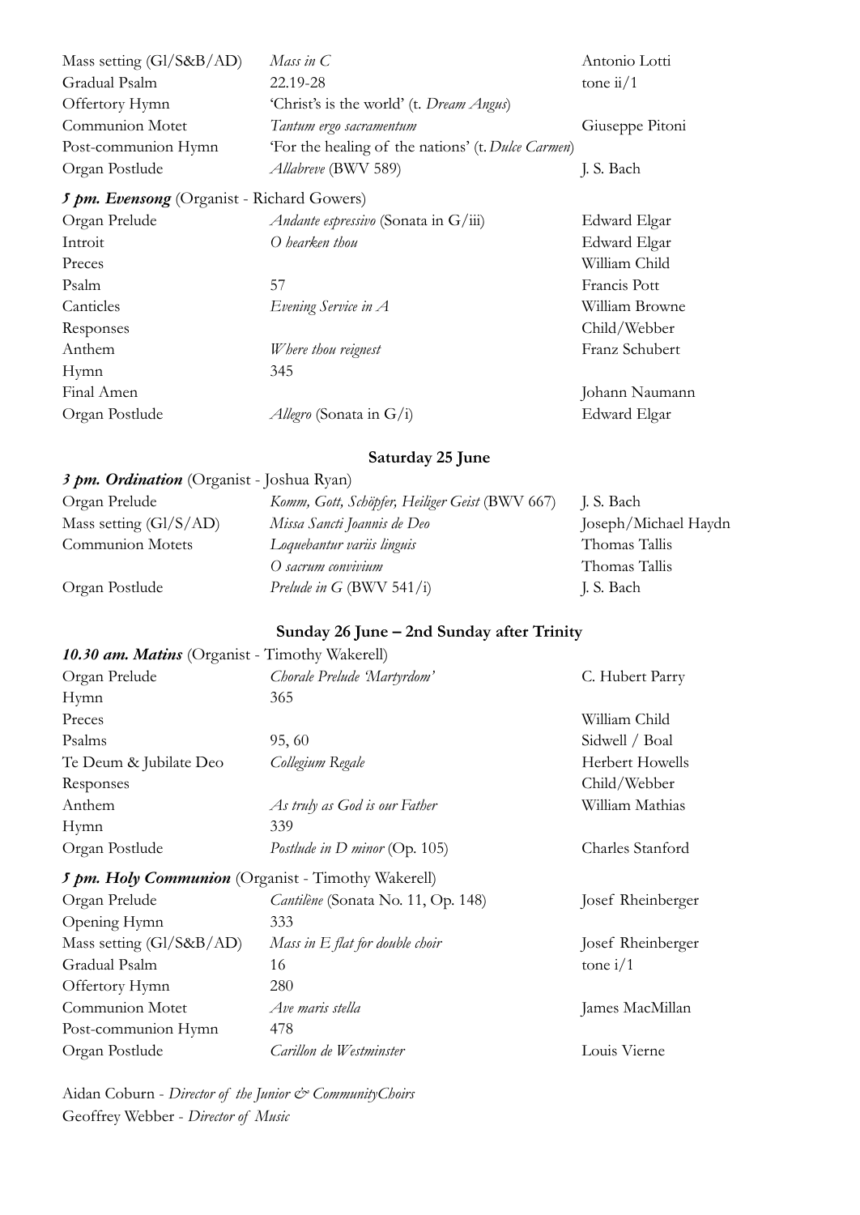| | | |
|---|---|---|
| Mass setting (Gl/S&B/AD) | *Mass in C* | Antonio Lotti |
| Gradual Psalm | 22.19-28 | tone ii/1 |
| Offertory Hymn | 'Christ's is the world' (t. *Dream Angus*) | |
| Communion Motet | *Tantum ergo sacramentum* | Giuseppe Pitoni |
| Post-communion Hymn | 'For the healing of the nations' (t. *Dulce Carmen*) | |
| Organ Postlude | *Allabreve* (BWV 589) | J. S. Bach |

***5 pm. Evensong*** (Organist - Richard Gowers)

| | | |
|---|---|---|
| Organ Prelude | *Andante espressivo* (Sonata in G/iii) | Edward Elgar |
| Introit | *O hearken thou* | Edward Elgar |
| Preces | | William Child |
| Psalm | 57 | Francis Pott |
| Canticles | *Evening Service in A* | William Browne |
| Responses | | Child/Webber |
| Anthem | *Where thou reignest* | Franz Schubert |
| Hymn | 345 | |
| Final Amen | | Johann Naumann |
| Organ Postlude | *Allegro* (Sonata in G/i) | Edward Elgar |

## Saturday 25 June

***3 pm. Ordination*** (Organist - Joshua Ryan)

| | | |
|---|---|---|
| Organ Prelude | *Komm, Gott, Schöpfer, Heiliger Geist* (BWV 667) | J. S. Bach |
| Mass setting (Gl/S/AD) | *Missa Sancti Joannis de Deo* | Joseph/Michael Haydn |
| Communion Motets | *Loquebantur variis linguis* | Thomas Tallis |
| | *O sacrum convivium* | Thomas Tallis |
| Organ Postlude | *Prelude in G* (BWV 541/i) | J. S. Bach |

## Sunday 26 June – 2nd Sunday after Trinity

***10.30 am. Matins*** (Organist - Timothy Wakerell)

| | | |
|---|---|---|
| Organ Prelude | *Chorale Prelude 'Martyrdom'* | C. Hubert Parry |
| Hymn | 365 | |
| Preces | | William Child |
| Psalms | 95, 60 | Sidwell / Boal |
| Te Deum & Jubilate Deo | *Collegium Regale* | Herbert Howells |
| Responses | | Child/Webber |
| Anthem | *As truly as God is our Father* | William Mathias |
| Hymn | 339 | |
| Organ Postlude | *Postlude in D minor* (Op. 105) | Charles Stanford |

***5 pm. Holy Communion*** (Organist - Timothy Wakerell)

| | | |
|---|---|---|
| Organ Prelude | *Cantilène* (Sonata No. 11, Op. 148) | Josef Rheinberger |
| Opening Hymn | 333 | |
| Mass setting (Gl/S&B/AD) | *Mass in E flat for double choir* | Josef Rheinberger |
| Gradual Psalm | 16 | tone i/1 |
| Offertory Hymn | 280 | |
| Communion Motet | *Ave maris stella* | James MacMillan |
| Post-communion Hymn | 478 | |
| Organ Postlude | *Carillon de Westminster* | Louis Vierne |

Aidan Coburn - *Director of the Junior & CommunityChoirs*
Geoffrey Webber - *Director of Music*